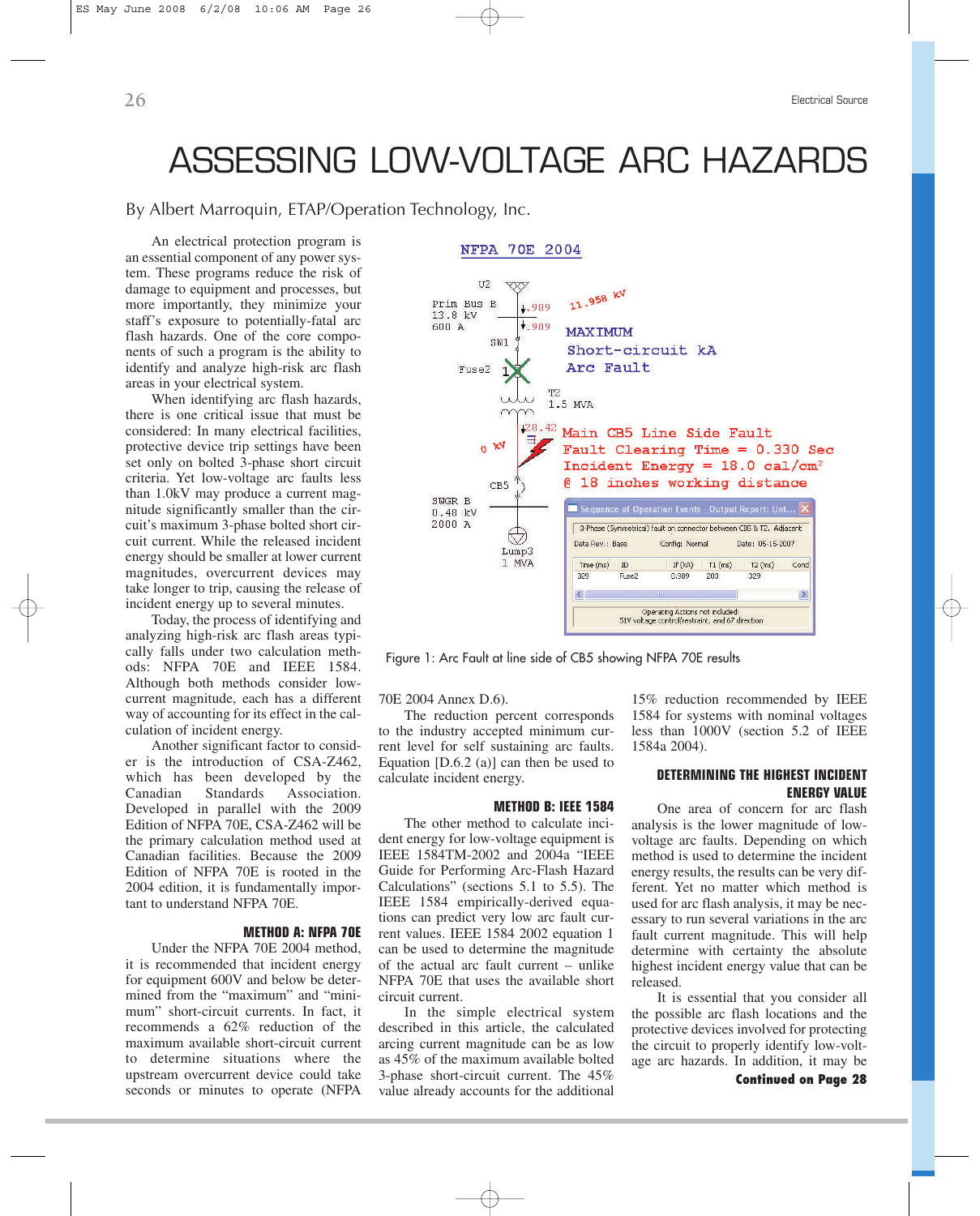# ASSESSING LOW-VOLTAGE ARC HAZARDS

By Albert Marroquin, ETAP/Operation Technology, Inc.

An electrical protection program is an essential component of any power system. These programs reduce the risk of damage to equipment and processes, but more importantly, they minimize your staff's exposure to potentially-fatal arc flash hazards. One of the core components of such a program is the ability to identify and analyze high-risk arc flash areas in your electrical system.

When identifying arc flash hazards, there is one critical issue that must be considered: In many electrical facilities, protective device trip settings have been set only on bolted 3-phase short circuit criteria. Yet low-voltage arc faults less than 1.0kV may produce a current magnitude significantly smaller than the circuit's maximum 3-phase bolted short circuit current. While the released incident energy should be smaller at lower current magnitudes, overcurrent devices may take longer to trip, causing the release of incident energy up to several minutes.

Today, the process of identifying and analyzing high-risk arc flash areas typically falls under two calculation methods: NFPA 70E and IEEE 1584. Although both methods consider low-current magnitude, each has a different way of accounting for its effect in the calculation of incident energy.

Another significant factor to consider is the introduction of CSA-Z462, which has been developed by the Canadian Standards Association. Developed in parallel with the 2009 Edition of NFPA 70E, CSA-Z462 will be the primary calculation method used at Canadian facilities. Because the 2009 Edition of NFPA 70E is rooted in the 2004 edition, it is fundamentally important to understand NFPA 70E.

Figure 1: Arc Fault at line side of CB5 showing NFPA 70E results

### METHOD A: NFPA 70E

Under the NFPA 70E 2004 method, it is recommended that incident energy for equipment 600V and below be determined from the "maximum" and "minimum" short-circuit currents. In fact, it recommends a 62% reduction of the maximum available short-circuit current to determine situations where the upstream overcurrent device could take seconds or minutes to operate (NFPA 70E 2004 Annex D.6).

The reduction percent corresponds to the industry accepted minimum current level for self sustaining arc faults. Equation [D.6.2 (a)] can then be used to calculate incident energy.

### METHOD B: IEEE 1584

The other method to calculate incident energy for low-voltage equipment is IEEE 1584TM-2002 and 2004a "IEEE Guide for Performing Arc-Flash Hazard Calculations" (sections 5.1 to 5.5). The IEEE 1584 empirically-derived equations can predict very low arc fault current values. IEEE 1584 2002 equation 1 can be used to determine the magnitude of the actual arc fault current – unlike NFPA 70E that uses the available short circuit current.

In the simple electrical system described in this article, the calculated arcing current magnitude can be as low as 45% of the maximum available bolted 3-phase short-circuit current. The 45% value already accounts for the additional 15% reduction recommended by IEEE 1584 for systems with nominal voltages less than 1000V (section 5.2 of IEEE 1584a 2004).

### DETERMINING THE HIGHEST INCIDENT ENERGY VALUE

One area of concern for arc flash analysis is the lower magnitude of low-voltage arc faults. Depending on which method is used to determine the incident energy results, the results can be very different. Yet no matter which method is used for arc flash analysis, it may be necessary to run several variations in the arc fault current magnitude. This will help determine with certainty the absolute highest incident energy value that can be released.

It is essential that you consider all the possible arc flash locations and the protective devices involved for protecting the circuit to properly identify low-voltage arc hazards. In addition, it may be

**Continued on Page 28**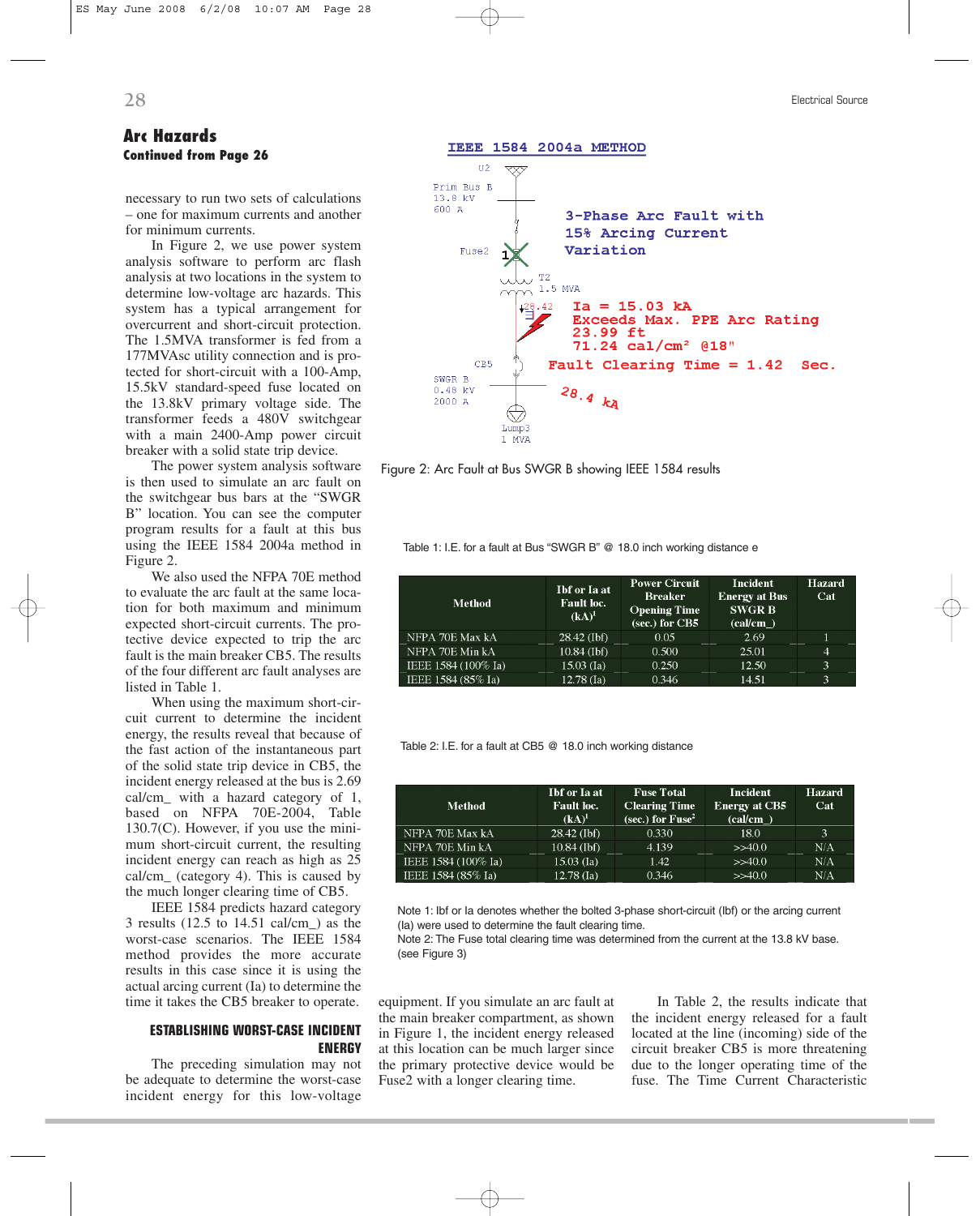## Arc Hazards

**Continued from Page 26**

necessary to run two sets of calculations – one for maximum currents and another for minimum currents.

In Figure 2, we use power system analysis software to perform arc flash analysis at two locations in the system to determine low-voltage arc hazards. This system has a typical arrangement for overcurrent and short-circuit protection. The 1.5MVA transformer is fed from a 177MVAsc utility connection and is protected for short-circuit with a 100-Amp, 15.5kV standard-speed fuse located on the 13.8kV primary voltage side. The transformer feeds a 480V switchgear with a main 2400-Amp power circuit breaker with a solid state trip device.

The power system analysis software is then used to simulate an arc fault on the switchgear bus bars at the "SWGR B" location. You can see the computer program results for a fault at this bus using the IEEE 1584 2004a method in Figure 2.

We also used the NFPA 70E method to evaluate the arc fault at the same location for both maximum and minimum expected short-circuit currents. The protective device expected to trip the arc fault is the main breaker CB5. The results of the four different arc fault analyses are listed in Table 1.

When using the maximum short-circuit current to determine the incident energy, the results reveal that because of the fast action of the instantaneous part of the solid state trip device in CB5, the incident energy released at the bus is 2.69 cal/cm_ with a hazard category of 1, based on NFPA 70E-2004, Table 130.7(C). However, if you use the minimum short-circuit current, the resulting incident energy can reach as high as 25 cal/cm_ (category 4). This is caused by the much longer clearing time of CB5.

IEEE 1584 predicts hazard category 3 results (12.5 to 14.51 cal/cm_) as the worst-case scenarios. The IEEE 1584 method provides the more accurate results in this case since it is using the actual arcing current (Ia) to determine the time it takes the CB5 breaker to operate.

IEEE 1584 2004a METHOD

U2
Prim Bus B
13.8 kV
600 A

Fuse2

T2
1.5 MVA

3-Phase Arc Fault with 15% Arcing Current Variation

28.42

Ia = 15.03 kA
Exceeds Max. PPE Arc Rating
23.99 ft
71.24 cal/cm² @18"

CB5

Fault Clearing Time = 1.42 Sec.

SWGR B
0.48 kV
2000 A

28.4 kA

Lump3
1 MVA

Figure 2: Arc Fault at Bus SWGR B showing IEEE 1584 results

Table 1: I.E. for a fault at Bus "SWGR B" @ 18.0 inch working distance e

| Method | Ibf or Ia at Fault loc. (kA)[1] | Power Circuit Breaker Opening Time (sec.) for CB5 | Incident Energy at Bus SWGR B (cal/cm_) | Hazard Cat |
|---|---|---|---|---|
| NFPA 70E Max kA | 28.42 (Ibf) | 0.05 | 2.69 | 1 |
| NFPA 70E Min kA | 10.84 (Ibf) | 0.500 | 25.01 | 4 |
| IEEE 1584 (100% Ia) | 15.03 (Ia) | 0.250 | 12.50 | 3 |
| IEEE 1584 (85% Ia) | 12.78 (Ia) | 0.346 | 14.51 | 3 |

Table 2: I.E. for a fault at CB5 @ 18.0 inch working distance

| Method | Ibf or Ia at Fault loc. (kA)[1] | Fuse Total Clearing Time (sec.) for Fuse[2] | Incident Energy at CB5 (cal/cm_) | Hazard Cat |
|---|---|---|---|---|
| NFPA 70E Max kA | 28.42 (Ibf) | 0.330 | 18.0 | 3 |
| NFPA 70E Min kA | 10.84 (Ibf) | 4.139 | >>40.0 | N/A |
| IEEE 1584 (100% Ia) | 15.03 (Ia) | 1.42 | >>40.0 | N/A |
| IEEE 1584 (85% Ia) | 12.78 (Ia) | 0.346 | >>40.0 | N/A |

Note 1: Ibf or Ia denotes whether the bolted 3-phase short-circuit (Ibf) or the arcing current (Ia) were used to determine the fault clearing time.
Note 2: The Fuse total clearing time was determined from the current at the 13.8 kV base. (see Figure 3)

### ESTABLISHING WORST-CASE INCIDENT ENERGY

The preceding simulation may not be adequate to determine the worst-case incident energy for this low-voltage equipment. If you simulate an arc fault at the main breaker compartment, as shown in Figure 1, the incident energy released at this location can be much larger since the primary protective device would be Fuse2 with a longer clearing time.

In Table 2, the results indicate that the incident energy released for a fault located at the line (incoming) side of the circuit breaker CB5 is more threatening due to the longer operating time of the fuse. The Time Current Characteristic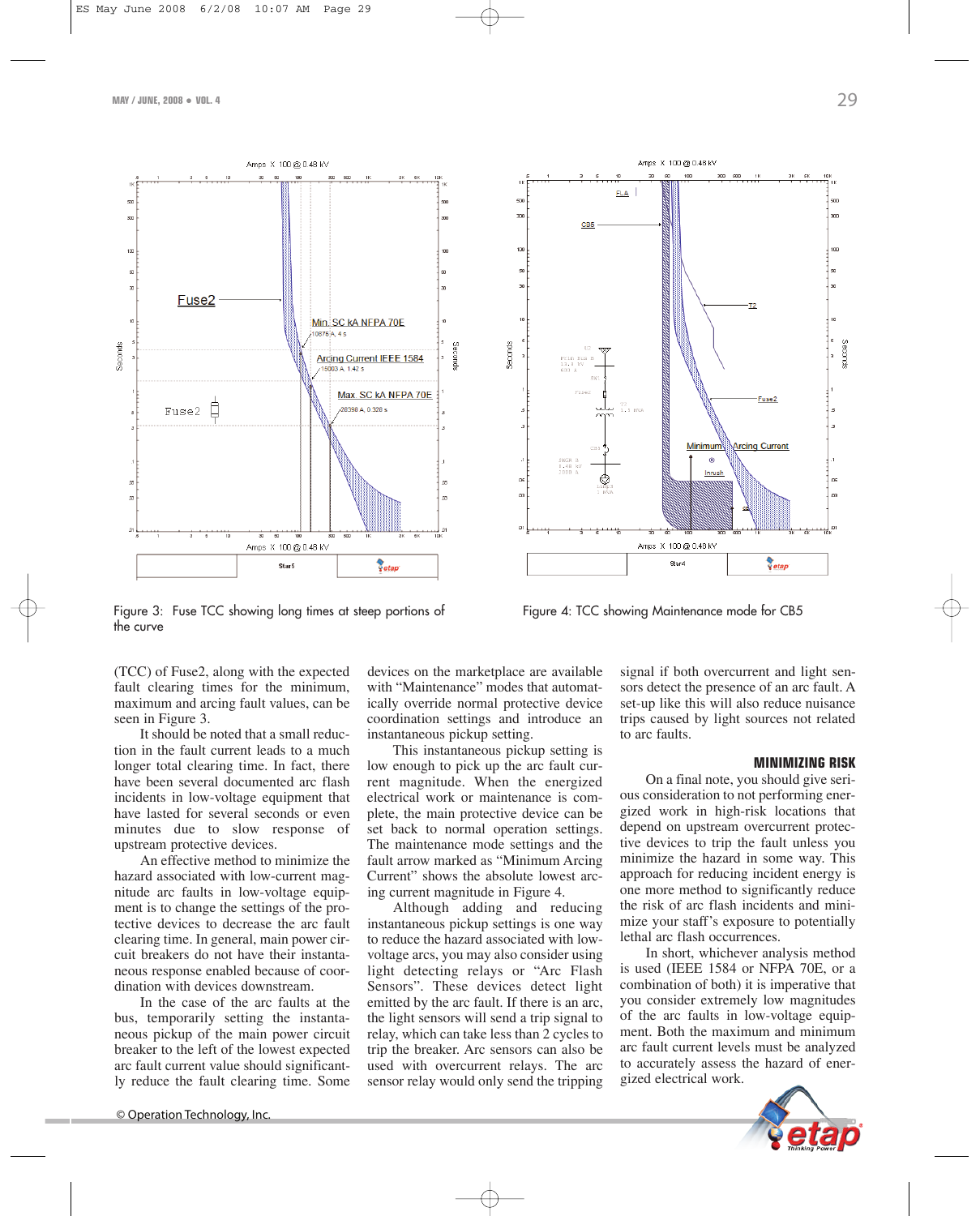Amps X 100 @ 0.48 kV

Fuse2

Min. SC kA NFPA 70E
10875 A, 4 s

Arcing Current IEEE 1584
15003 A, 1.42 s

Max. SC kA NFPA 70E
28398 A, 0.328 s

Fuse2

Seconds

Star5

Figure 3: Fuse TCC showing long times at steep portions of the curve

Amps X 100 @ 0.48 kV

FLA

CB5

T2

Fuse2

Minimum Arcing Current

Inrush

Seconds

Star4

Figure 4: TCC showing Maintenance mode for CB5

(TCC) of Fuse2, along with the expected fault clearing times for the minimum, maximum and arcing fault values, can be seen in Figure 3.

It should be noted that a small reduction in the fault current leads to a much longer total clearing time. In fact, there have been several documented arc flash incidents in low-voltage equipment that have lasted for several seconds or even minutes due to slow response of upstream protective devices.

An effective method to minimize the hazard associated with low-current magnitude arc faults in low-voltage equipment is to change the settings of the protective devices to decrease the arc fault clearing time. In general, main power circuit breakers do not have their instantaneous response enabled because of coordination with devices downstream.

In the case of the arc faults at the bus, temporarily setting the instantaneous pickup of the main power circuit breaker to the left of the lowest expected arc fault current value should significantly reduce the fault clearing time. Some devices on the marketplace are available with "Maintenance" modes that automatically override normal protective device coordination settings and introduce an instantaneous pickup setting.

This instantaneous pickup setting is low enough to pick up the arc fault current magnitude. When the energized electrical work or maintenance is complete, the main protective device can be set back to normal operation settings. The maintenance mode settings and the fault arrow marked as "Minimum Arcing Current" shows the absolute lowest arcing current magnitude in Figure 4.

Although adding and reducing instantaneous pickup settings is one way to reduce the hazard associated with low-voltage arcs, you may also consider using light detecting relays or "Arc Flash Sensors". These devices detect light emitted by the arc fault. If there is an arc, the light sensors will send a trip signal to relay, which can take less than 2 cycles to trip the breaker. Arc sensors can also be used with overcurrent relays. The arc sensor relay would only send the tripping signal if both overcurrent and light sensors detect the presence of an arc fault. A set-up like this will also reduce nuisance trips caused by light sources not related to arc faults.

## MINIMIZING RISK

On a final note, you should give serious consideration to not performing energized work in high-risk locations that depend on upstream overcurrent protective devices to trip the fault unless you minimize the hazard in some way. This approach for reducing incident energy is one more method to significantly reduce the risk of arc flash incidents and minimize your staff's exposure to potentially lethal arc flash occurrences.

In short, whichever analysis method is used (IEEE 1584 or NFPA 70E, or a combination of both) it is imperative that you consider extremely low magnitudes of the arc faults in low-voltage equipment. Both the maximum and minimum arc fault current levels must be analyzed to accurately assess the hazard of energized electrical work.

© Operation Technology, Inc.